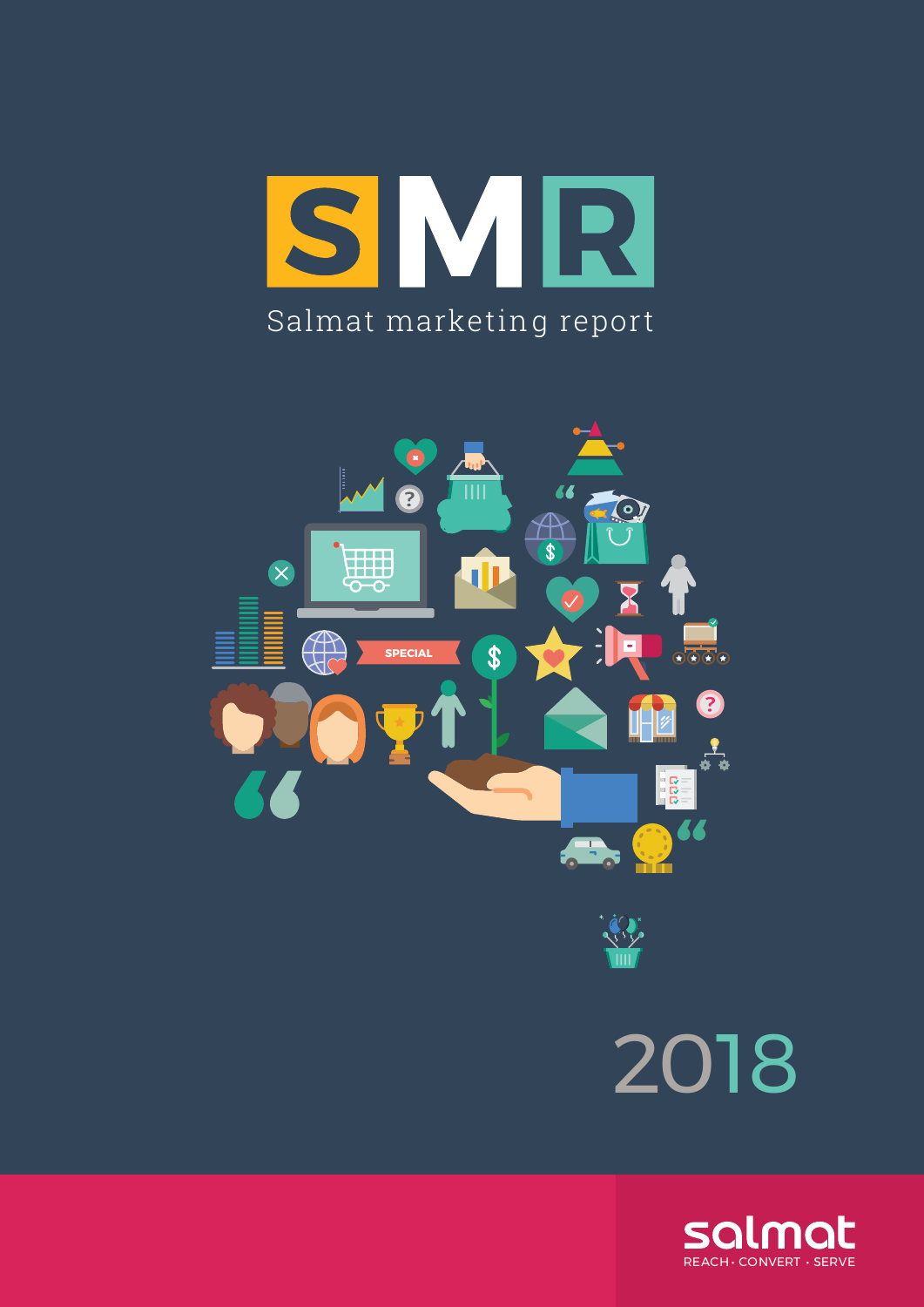# SMR

Salmat marketing report

2018

salmat

REACH · CONVERT · SERVE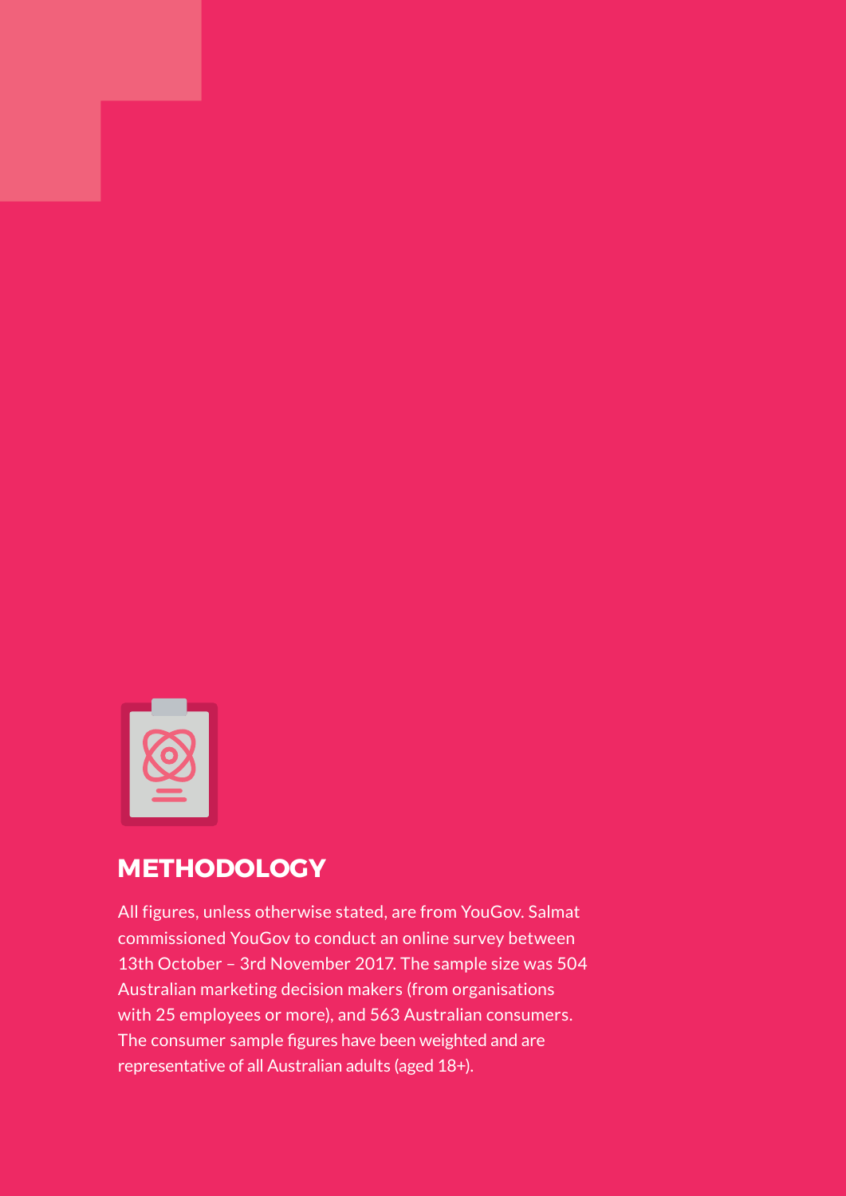## METHODOLOGY

All figures, unless otherwise stated, are from YouGov. Salmat commissioned YouGov to conduct an online survey between 13th October – 3rd November 2017. The sample size was 504 Australian marketing decision makers (from organisations with 25 employees or more), and 563 Australian consumers. The consumer sample figures have been weighted and are representative of all Australian adults (aged 18+).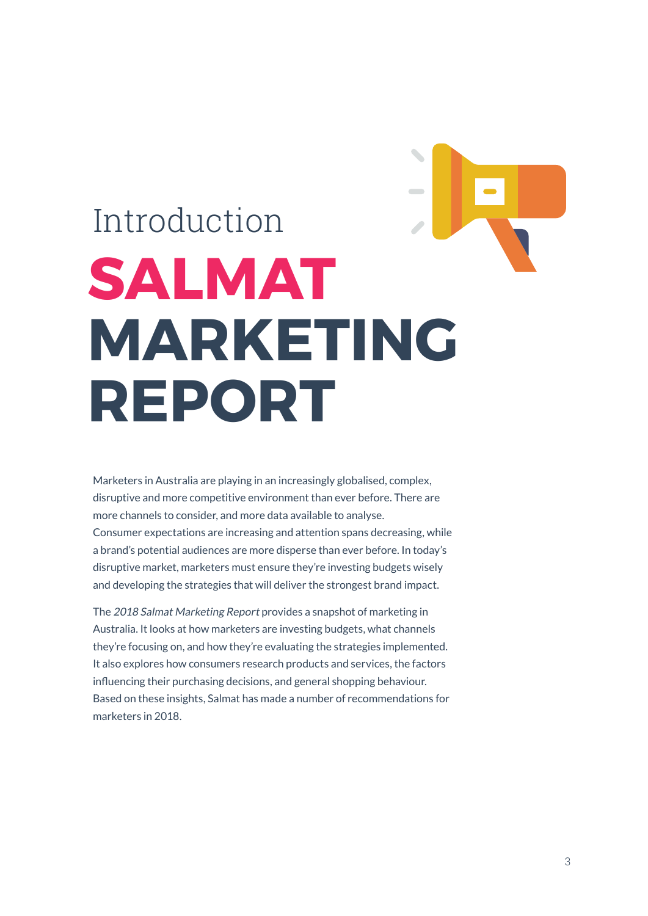## Introduction

# SALMAT MARKETING REPORT

Marketers in Australia are playing in an increasingly globalised, complex, disruptive and more competitive environment than ever before. There are more channels to consider, and more data available to analyse. Consumer expectations are increasing and attention spans decreasing, while a brand's potential audiences are more disperse than ever before. In today's disruptive market, marketers must ensure they're investing budgets wisely and developing the strategies that will deliver the strongest brand impact.

The *2018 Salmat Marketing Report* provides a snapshot of marketing in Australia. It looks at how marketers are investing budgets, what channels they're focusing on, and how they're evaluating the strategies implemented. It also explores how consumers research products and services, the factors influencing their purchasing decisions, and general shopping behaviour. Based on these insights, Salmat has made a number of recommendations for marketers in 2018.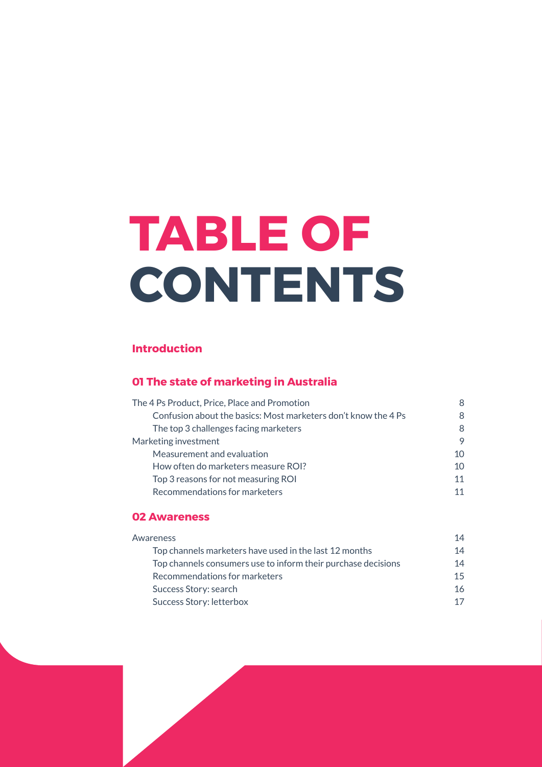# TABLE OF CONTENTS

## Introduction

## 01 The state of marketing in Australia

| | |
|---|---|
| The 4 Ps Product, Price, Place and Promotion | 8 |
| Confusion about the basics: Most marketers don't know the 4 Ps | 8 |
| The top 3 challenges facing marketers | 8 |
| Marketing investment | 9 |
| Measurement and evaluation | 10 |
| How often do marketers measure ROI? | 10 |
| Top 3 reasons for not measuring ROI | 11 |
| Recommendations for marketers | 11 |

## 02 Awareness

| | |
|---|---|
| Awareness | 14 |
| Top channels marketers have used in the last 12 months | 14 |
| Top channels consumers use to inform their purchase decisions | 14 |
| Recommendations for marketers | 15 |
| Success Story: search | 16 |
| Success Story: letterbox | 17 |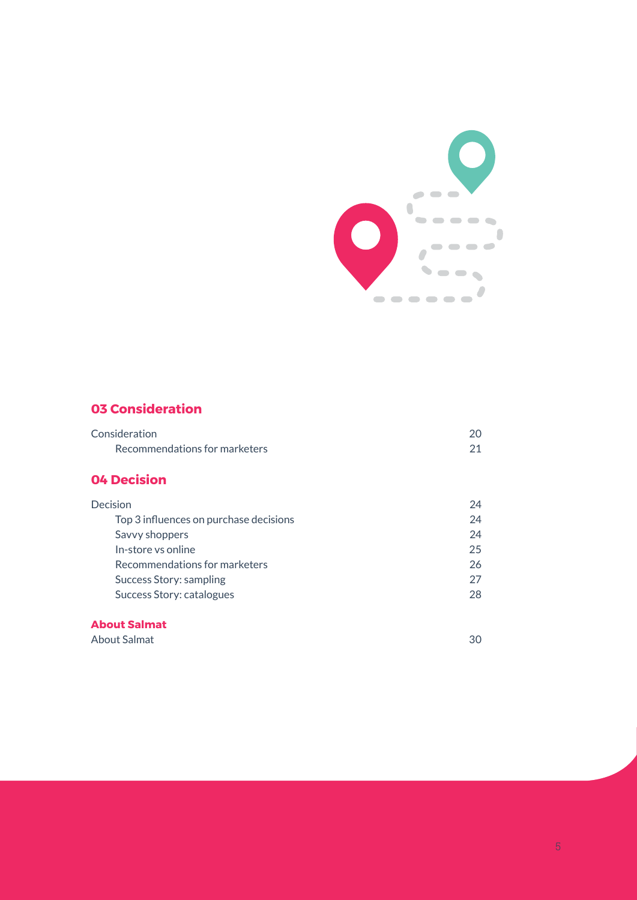## 03 Consideration

| | |
|---|---|
| Consideration | 20 |
| Recommendations for marketers | 21 |

## 04 Decision

| | |
|---|---|
| Decision | 24 |
| Top 3 influences on purchase decisions | 24 |
| Savvy shoppers | 24 |
| In-store vs online | 25 |
| Recommendations for marketers | 26 |
| Success Story: sampling | 27 |
| Success Story: catalogues | 28 |

## About Salmat

| | |
|---|---|
| About Salmat | 30 |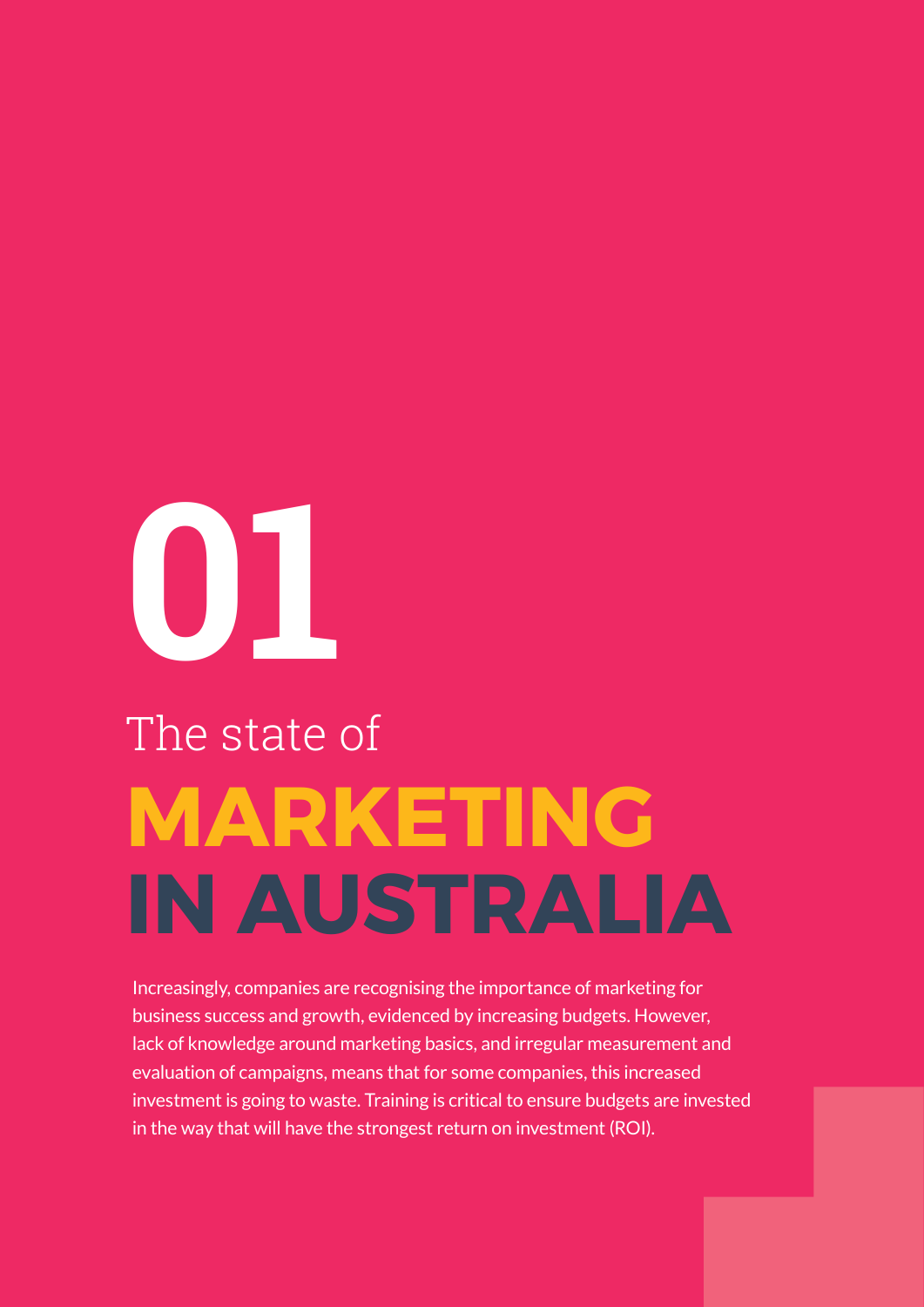# 01

# The state of MARKETING IN AUSTRALIA

Increasingly, companies are recognising the importance of marketing for business success and growth, evidenced by increasing budgets. However, lack of knowledge around marketing basics, and irregular measurement and evaluation of campaigns, means that for some companies, this increased investment is going to waste. Training is critical to ensure budgets are invested in the way that will have the strongest return on investment (ROI).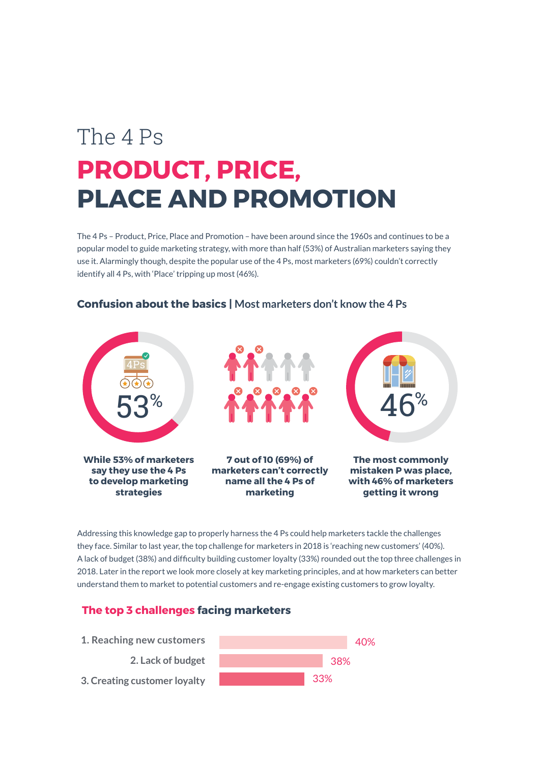# The 4 Ps

## PRODUCT, PRICE, PLACE AND PROMOTION

The 4 Ps – Product, Price, Place and Promotion – have been around since the 1960s and continues to be a popular model to guide marketing strategy, with more than half (53%) of Australian marketers saying they use it. Alarmingly though, despite the popular use of the 4 Ps, most marketers (69%) couldn't correctly identify all 4 Ps, with 'Place' tripping up most (46%).

### **Confusion about the basics** | Most marketers don't know the 4 Ps

53%

**While 53% of marketers say they use the 4 Ps to develop marketing strategies**

**7 out of 10 (69%) of marketers can't correctly name all the 4 Ps of marketing**

46%

**The most commonly mistaken P was place, with 46% of marketers getting it wrong**

Addressing this knowledge gap to properly harness the 4 Ps could help marketers tackle the challenges they face. Similar to last year, the top challenge for marketers in 2018 is 'reaching new customers' (40%). A lack of budget (38%) and difficulty building customer loyalty (33%) rounded out the top three challenges in 2018. Later in the report we look more closely at key marketing principles, and at how marketers can better understand them to market to potential customers and re-engage existing customers to grow loyalty.

### **The top 3 challenges facing marketers**

| Challenge | % |
|---|---|
| 1. Reaching new customers | 40% |
| 2. Lack of budget | 38% |
| 3. Creating customer loyalty | 33% |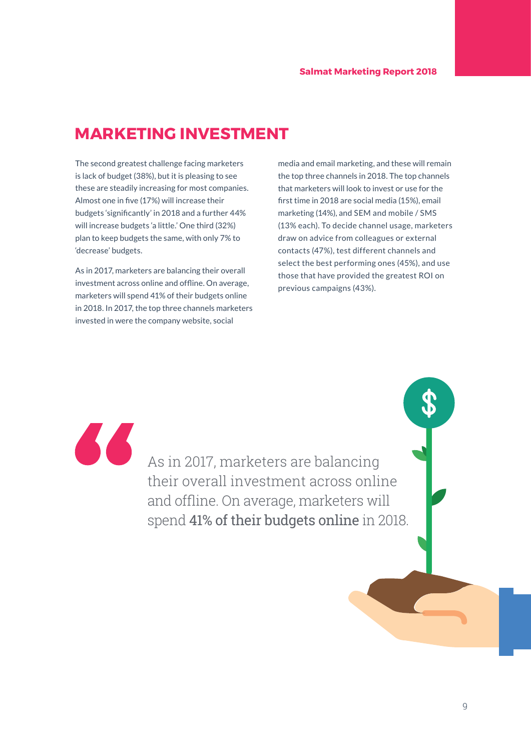# MARKETING INVESTMENT

The second greatest challenge facing marketers is lack of budget (38%), but it is pleasing to see these are steadily increasing for most companies. Almost one in five (17%) will increase their budgets 'significantly' in 2018 and a further 44% will increase budgets 'a little.' One third (32%) plan to keep budgets the same, with only 7% to 'decrease' budgets.

As in 2017, marketers are balancing their overall investment across online and offline. On average, marketers will spend 41% of their budgets online in 2018. In 2017, the top three channels marketers invested in were the company website, social media and email marketing, and these will remain the top three channels in 2018. The top channels that marketers will look to invest or use for the first time in 2018 are social media (15%), email marketing (14%), and SEM and mobile / SMS (13% each). To decide channel usage, marketers draw on advice from colleagues or external contacts (47%), test different channels and select the best performing ones (45%), and use those that have provided the greatest ROI on previous campaigns (43%).

> As in 2017, marketers are balancing their overall investment across online and offline. On average, marketers will spend **41% of their budgets online** in 2018.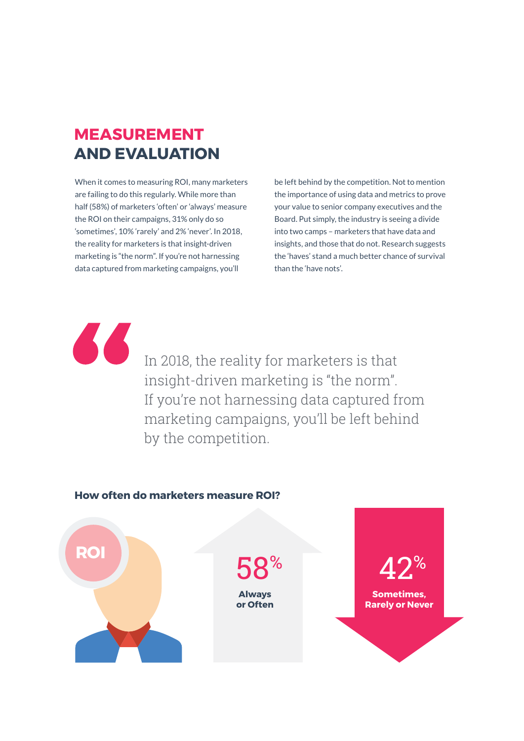## MEASUREMENT AND EVALUATION

When it comes to measuring ROI, many marketers are failing to do this regularly. While more than half (58%) of marketers 'often' or 'always' measure the ROI on their campaigns, 31% only do so 'sometimes', 10% 'rarely' and 2% 'never'. In 2018, the reality for marketers is that insight-driven marketing is "the norm". If you're not harnessing data captured from marketing campaigns, you'll be left behind by the competition. Not to mention the importance of using data and metrics to prove your value to senior company executives and the Board. Put simply, the industry is seeing a divide into two camps – marketers that have data and insights, and those that do not. Research suggests the 'haves' stand a much better chance of survival than the 'have nots'.

> In 2018, the reality for marketers is that insight-driven marketing is "the norm". If you're not harnessing data captured from marketing campaigns, you'll be left behind by the competition.

**How often do marketers measure ROI?**

ROI

**58%** Always or Often

**42%** Sometimes, Rarely or Never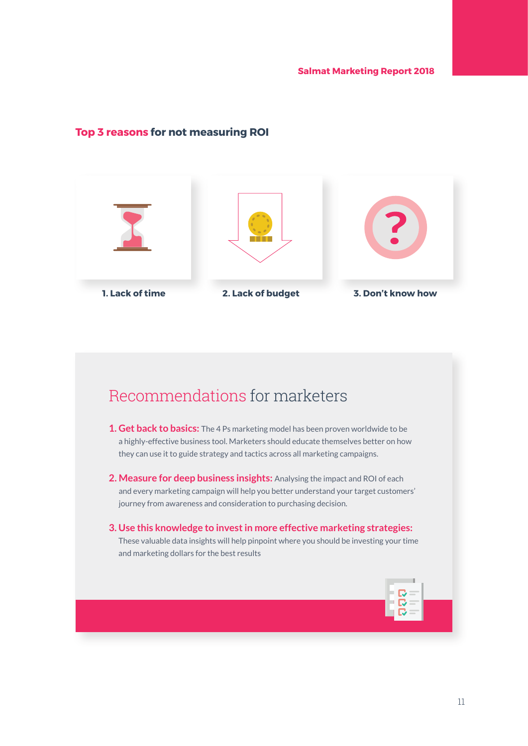## Top 3 reasons for not measuring ROI

1. Lack of time
2. Lack of budget
3. Don't know how

## Recommendations for marketers

1. **Get back to basics:** The 4 Ps marketing model has been proven worldwide to be a highly-effective business tool. Marketers should educate themselves better on how they can use it to guide strategy and tactics across all marketing campaigns.

2. **Measure for deep business insights:** Analysing the impact and ROI of each and every marketing campaign will help you better understand your target customers' journey from awareness and consideration to purchasing decision.

3. **Use this knowledge to invest in more effective marketing strategies:** These valuable data insights will help pinpoint where you should be investing your time and marketing dollars for the best results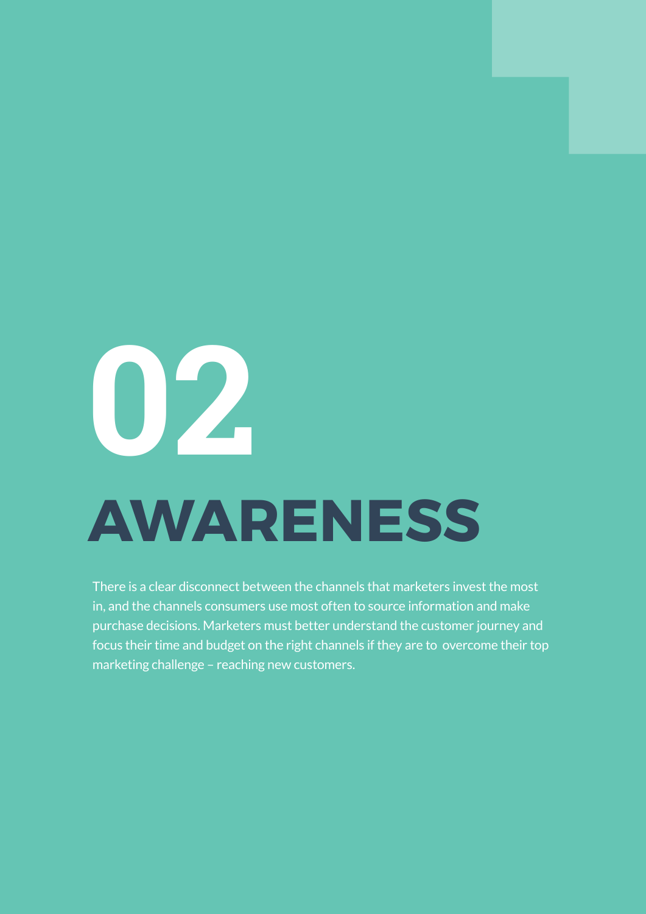# 02 AWARENESS

There is a clear disconnect between the channels that marketers invest the most in, and the channels consumers use most often to source information and make purchase decisions. Marketers must better understand the customer journey and focus their time and budget on the right channels if they are to overcome their top marketing challenge – reaching new customers.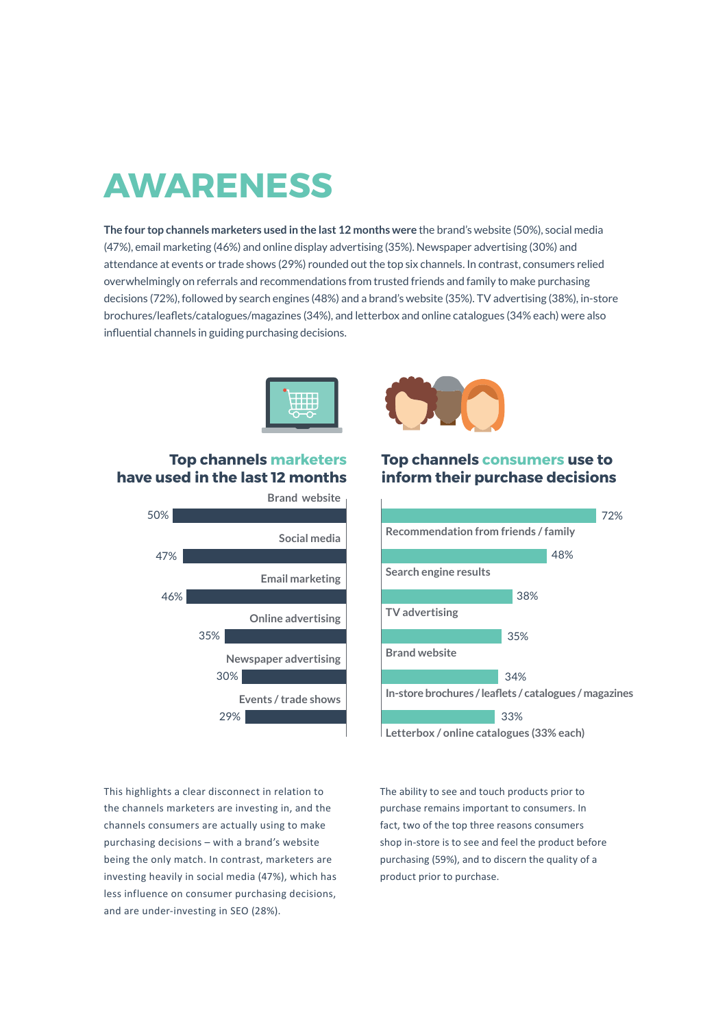# AWARENESS

**The four top channels marketers used in the last 12 months were** the brand's website (50%), social media (47%), email marketing (46%) and online display advertising (35%). Newspaper advertising (30%) and attendance at events or trade shows (29%) rounded out the top six channels. In contrast, consumers relied overwhelmingly on referrals and recommendations from trusted friends and family to make purchasing decisions (72%), followed by search engines (48%) and a brand's website (35%). TV advertising (38%), in-store brochures/leaflets/catalogues/magazines (34%), and letterbox and online catalogues (34% each) were also influential channels in guiding purchasing decisions.

### Top channels marketers have used in the last 12 months

| Channel | % |
|---|---|
| Brand website | 50% |
| Social media | 47% |
| Email marketing | 46% |
| Online advertising | 35% |
| Newspaper advertising | 30% |
| Events / trade shows | 29% |

### Top channels consumers use to inform their purchase decisions

| Channel | % |
|---|---|
| Recommendation from friends / family | 72% |
| Search engine results | 48% |
| TV advertising | 38% |
| Brand website | 35% |
| In-store brochures / leaflets / catalogues / magazines | 34% |
| Letterbox / online catalogues (33% each) | 33% |

This highlights a clear disconnect in relation to the channels marketers are investing in, and the channels consumers are actually using to make purchasing decisions – with a brand's website being the only match. In contrast, marketers are investing heavily in social media (47%), which has less influence on consumer purchasing decisions, and are under-investing in SEO (28%).

The ability to see and touch products prior to purchase remains important to consumers. In fact, two of the top three reasons consumers shop in-store is to see and feel the product before purchasing (59%), and to discern the quality of a product prior to purchase.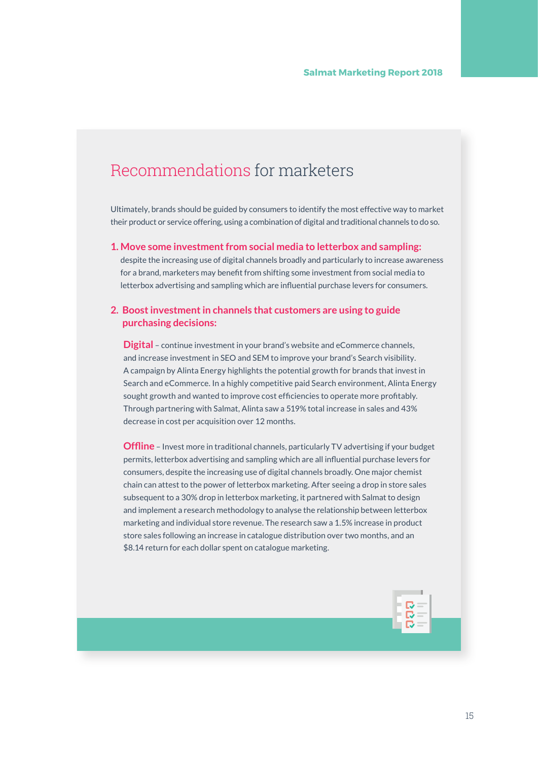# Recommendations for marketers

Ultimately, brands should be guided by consumers to identify the most effective way to market their product or service offering, using a combination of digital and traditional channels to do so.

**1. Move some investment from social media to letterbox and sampling:** despite the increasing use of digital channels broadly and particularly to increase awareness for a brand, marketers may benefit from shifting some investment from social media to letterbox advertising and sampling which are influential purchase levers for consumers.

**2. Boost investment in channels that customers are using to guide purchasing decisions:**

**Digital** – continue investment in your brand's website and eCommerce channels, and increase investment in SEO and SEM to improve your brand's Search visibility. A campaign by Alinta Energy highlights the potential growth for brands that invest in Search and eCommerce. In a highly competitive paid Search environment, Alinta Energy sought growth and wanted to improve cost efficiencies to operate more profitably. Through partnering with Salmat, Alinta saw a 519% total increase in sales and 43% decrease in cost per acquisition over 12 months.

**Offline** – Invest more in traditional channels, particularly TV advertising if your budget permits, letterbox advertising and sampling which are all influential purchase levers for consumers, despite the increasing use of digital channels broadly. One major chemist chain can attest to the power of letterbox marketing. After seeing a drop in store sales subsequent to a 30% drop in letterbox marketing, it partnered with Salmat to design and implement a research methodology to analyse the relationship between letterbox marketing and individual store revenue. The research saw a 1.5% increase in product store sales following an increase in catalogue distribution over two months, and an $8.14 return for each dollar spent on catalogue marketing.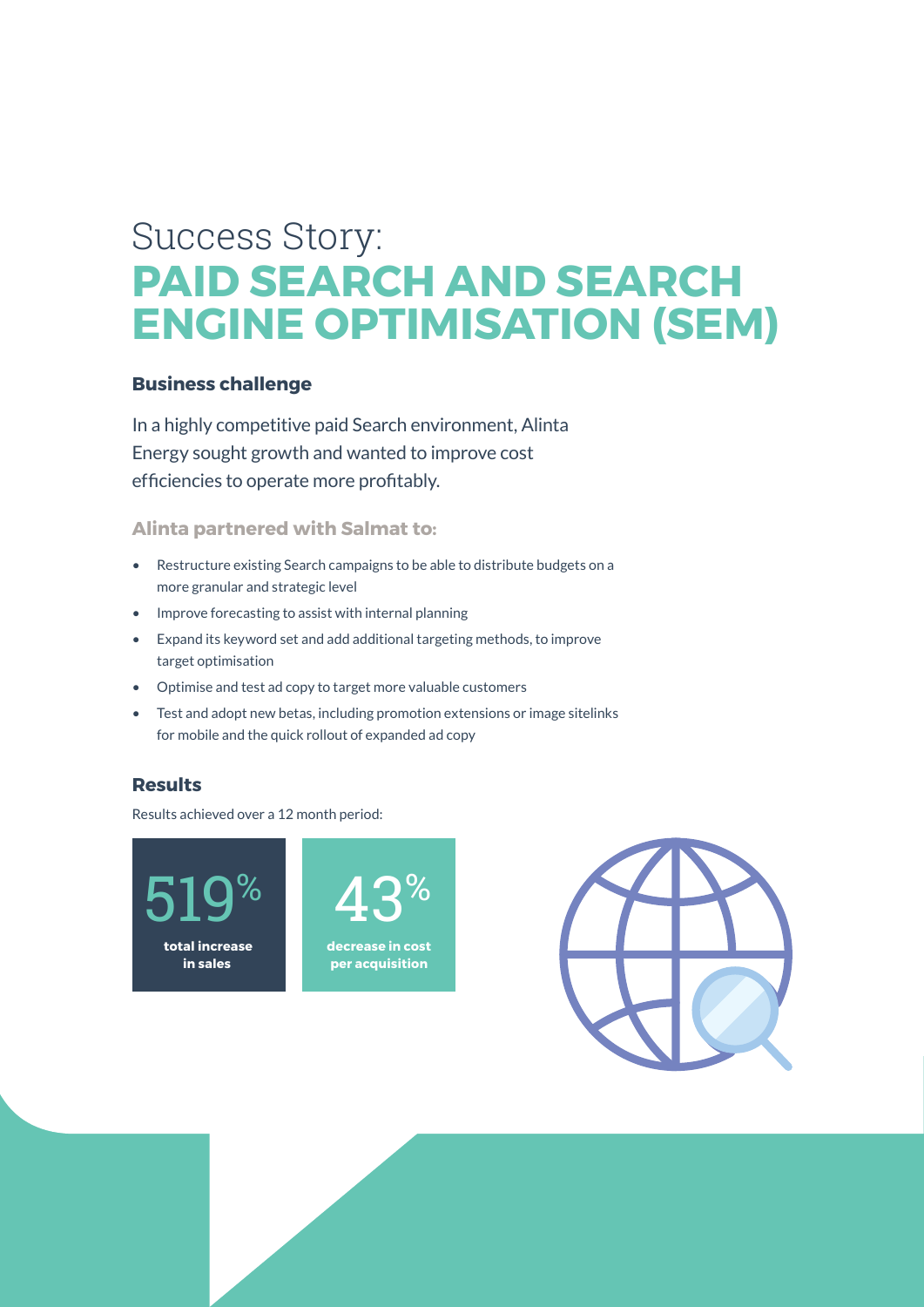# Success Story: PAID SEARCH AND SEARCH ENGINE OPTIMISATION (SEM)

### Business challenge

In a highly competitive paid Search environment, Alinta Energy sought growth and wanted to improve cost efficiencies to operate more profitably.

### Alinta partnered with Salmat to:

- Restructure existing Search campaigns to be able to distribute budgets on a more granular and strategic level
- Improve forecasting to assist with internal planning
- Expand its keyword set and add additional targeting methods, to improve target optimisation
- Optimise and test ad copy to target more valuable customers
- Test and adopt new betas, including promotion extensions or image sitelinks for mobile and the quick rollout of expanded ad copy

### Results

Results achieved over a 12 month period:

**519%** total increase in sales

**43%** decrease in cost per acquisition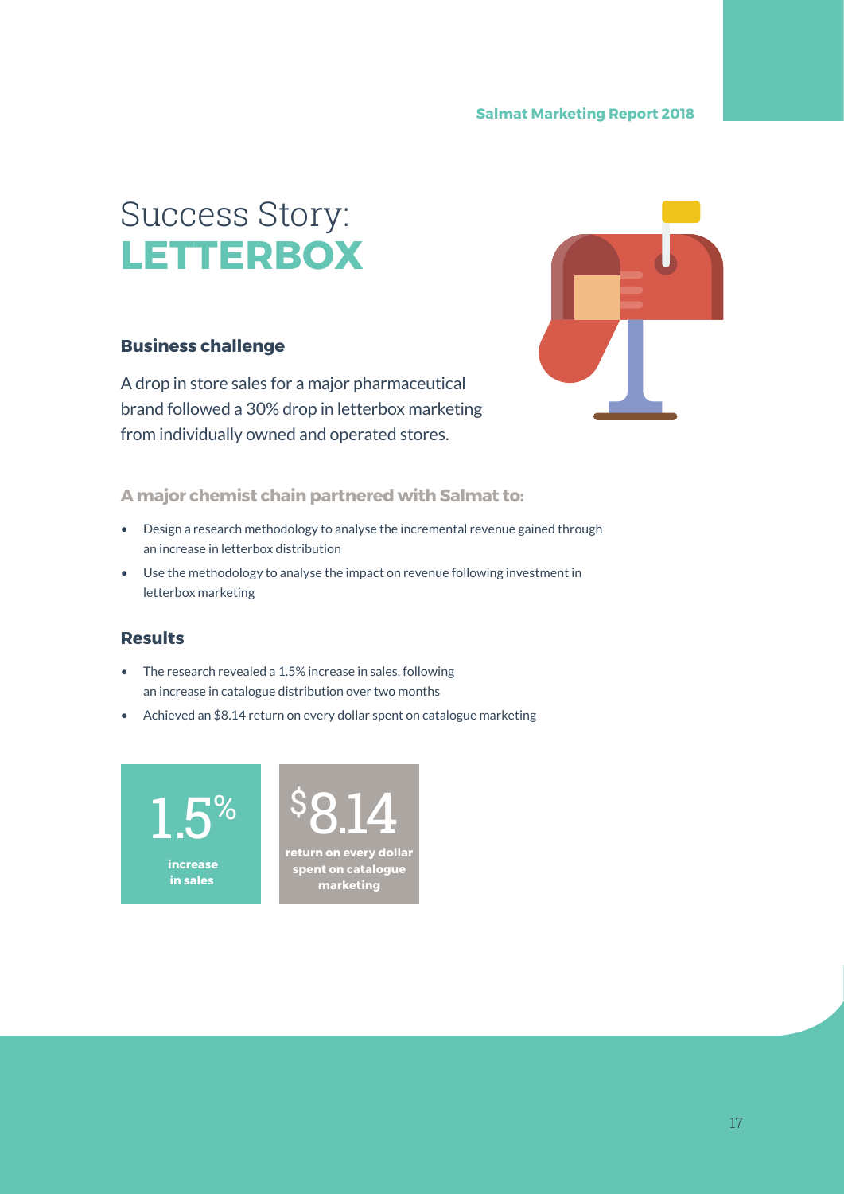# Success Story: **LETTERBOX**

### Business challenge

A drop in store sales for a major pharmaceutical brand followed a 30% drop in letterbox marketing from individually owned and operated stores.

### A major chemist chain partnered with Salmat to:

- Design a research methodology to analyse the incremental revenue gained through an increase in letterbox distribution
- Use the methodology to analyse the impact on revenue following investment in letterbox marketing

### Results

- The research revealed a 1.5% increase in sales, following an increase in catalogue distribution over two months
- Achieved an $8.14 return on every dollar spent on catalogue marketing

**1.5%**
**increase in sales**

**$8.14**
**return on every dollar spent on catalogue marketing**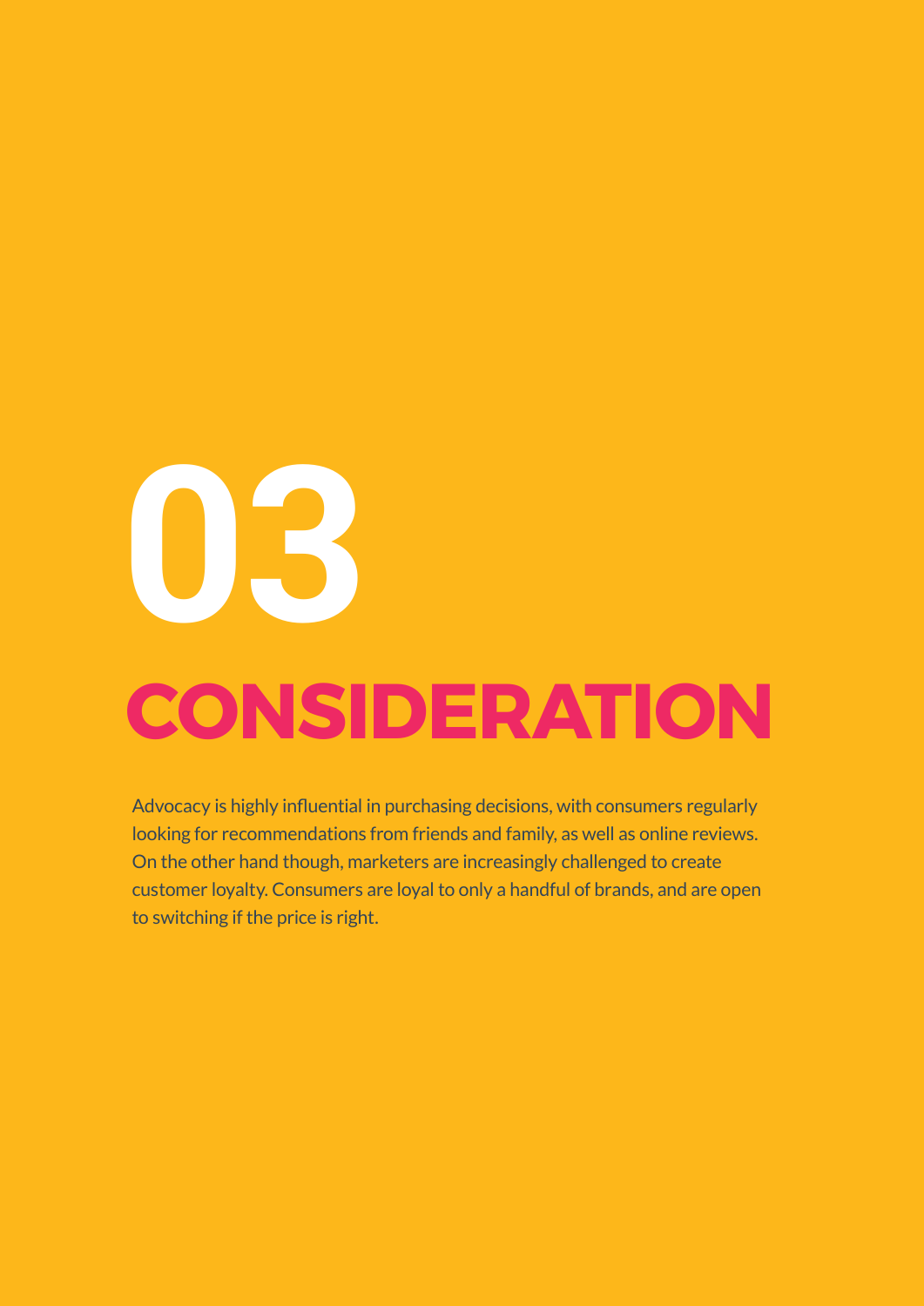# 03

# CONSIDERATION

Advocacy is highly influential in purchasing decisions, with consumers regularly looking for recommendations from friends and family, as well as online reviews. On the other hand though, marketers are increasingly challenged to create customer loyalty. Consumers are loyal to only a handful of brands, and are open to switching if the price is right.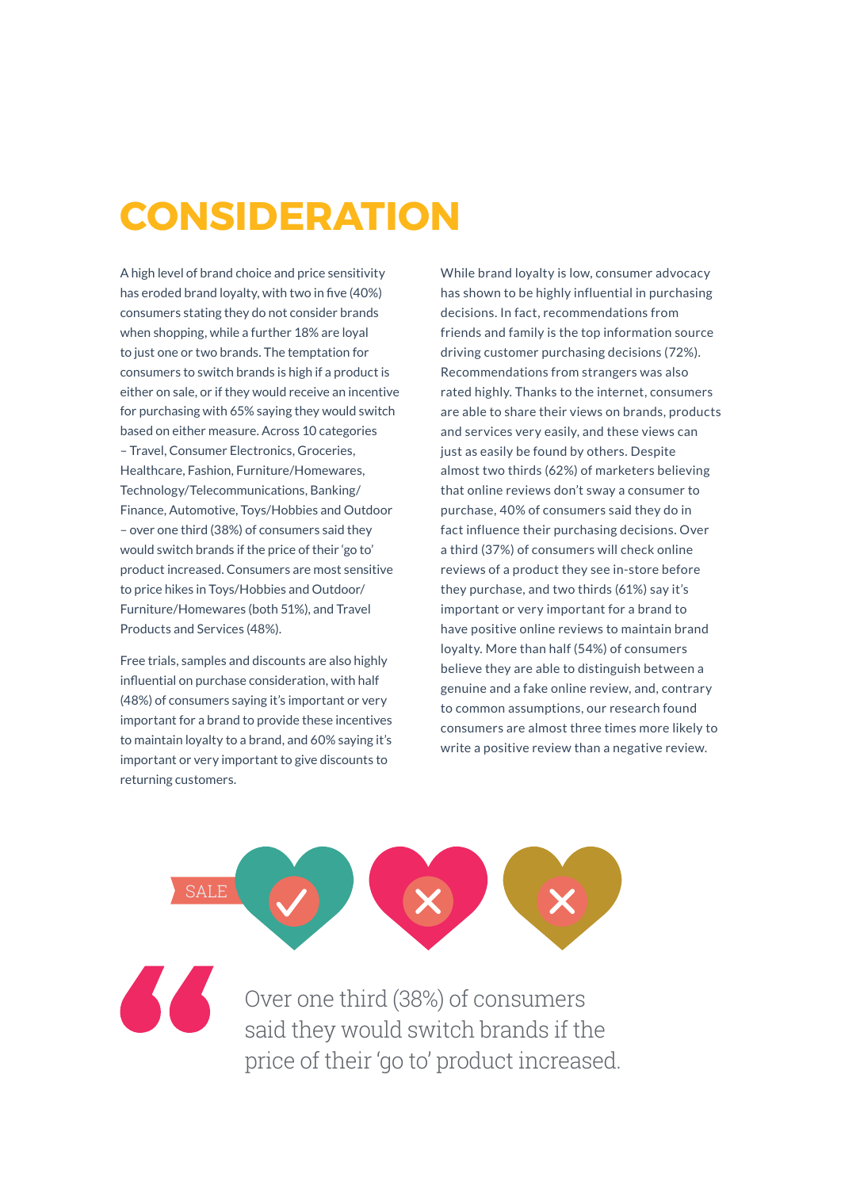# CONSIDERATION

A high level of brand choice and price sensitivity has eroded brand loyalty, with two in five (40%) consumers stating they do not consider brands when shopping, while a further 18% are loyal to just one or two brands. The temptation for consumers to switch brands is high if a product is either on sale, or if they would receive an incentive for purchasing with 65% saying they would switch based on either measure. Across 10 categories – Travel, Consumer Electronics, Groceries, Healthcare, Fashion, Furniture/Homewares, Technology/Telecommunications, Banking/Finance, Automotive, Toys/Hobbies and Outdoor – over one third (38%) of consumers said they would switch brands if the price of their 'go to' product increased. Consumers are most sensitive to price hikes in Toys/Hobbies and Outdoor/Furniture/Homewares (both 51%), and Travel Products and Services (48%).

Free trials, samples and discounts are also highly influential on purchase consideration, with half (48%) of consumers saying it's important or very important for a brand to provide these incentives to maintain loyalty to a brand, and 60% saying it's important or very important to give discounts to returning customers.

While brand loyalty is low, consumer advocacy has shown to be highly influential in purchasing decisions. In fact, recommendations from friends and family is the top information source driving customer purchasing decisions (72%). Recommendations from strangers was also rated highly. Thanks to the internet, consumers are able to share their views on brands, products and services very easily, and these views can just as easily be found by others. Despite almost two thirds (62%) of marketers believing that online reviews don't sway a consumer to purchase, 40% of consumers said they do in fact influence their purchasing decisions. Over a third (37%) of consumers will check online reviews of a product they see in-store before they purchase, and two thirds (61%) say it's important or very important for a brand to have positive online reviews to maintain brand loyalty. More than half (54%) of consumers believe they are able to distinguish between a genuine and a fake online review, and, contrary to common assumptions, our research found consumers are almost three times more likely to write a positive review than a negative review.

SALE

> Over one third (38%) of consumers said they would switch brands if the price of their 'go to' product increased.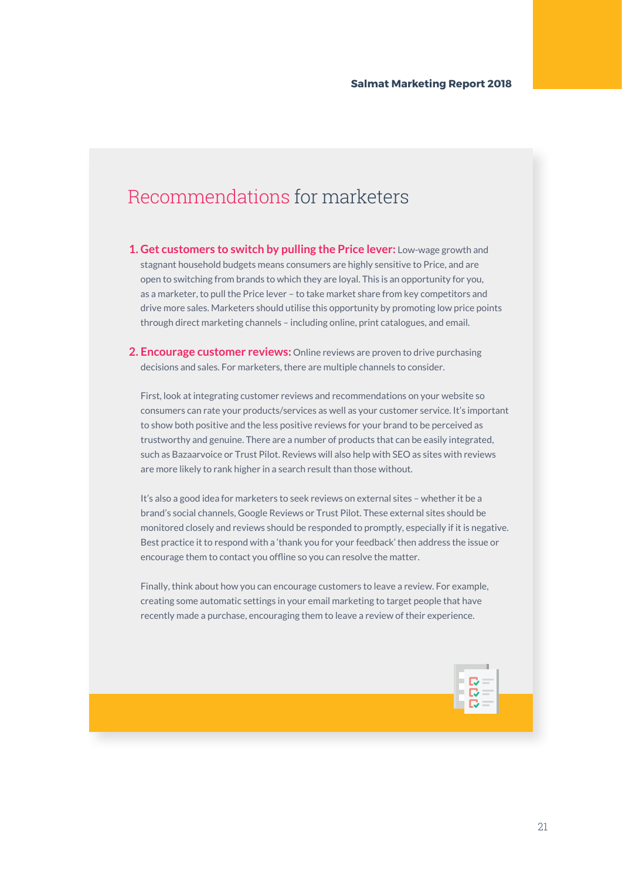# Recommendations for marketers

1. **Get customers to switch by pulling the Price lever:** Low-wage growth and stagnant household budgets means consumers are highly sensitive to Price, and are open to switching from brands to which they are loyal. This is an opportunity for you, as a marketer, to pull the Price lever – to take market share from key competitors and drive more sales. Marketers should utilise this opportunity by promoting low price points through direct marketing channels – including online, print catalogues, and email.

2. **Encourage customer reviews:** Online reviews are proven to drive purchasing decisions and sales. For marketers, there are multiple channels to consider.

   First, look at integrating customer reviews and recommendations on your website so consumers can rate your products/services as well as your customer service. It's important to show both positive and the less positive reviews for your brand to be perceived as trustworthy and genuine. There are a number of products that can be easily integrated, such as Bazaarvoice or Trust Pilot. Reviews will also help with SEO as sites with reviews are more likely to rank higher in a search result than those without.

   It's also a good idea for marketers to seek reviews on external sites – whether it be a brand's social channels, Google Reviews or Trust Pilot. These external sites should be monitored closely and reviews should be responded to promptly, especially if it is negative. Best practice it to respond with a 'thank you for your feedback' then address the issue or encourage them to contact you offline so you can resolve the matter.

   Finally, think about how you can encourage customers to leave a review. For example, creating some automatic settings in your email marketing to target people that have recently made a purchase, encouraging them to leave a review of their experience.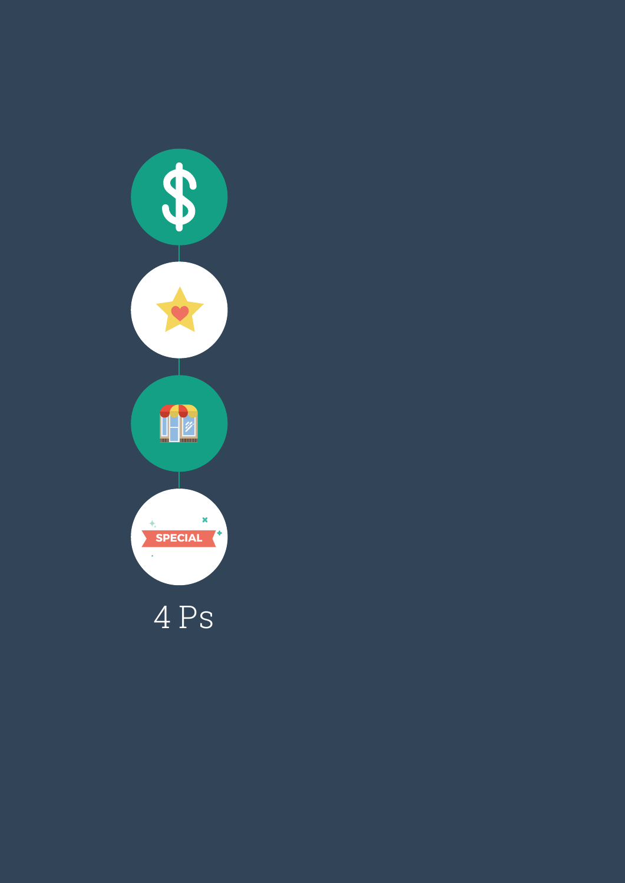SPECIAL

4 Ps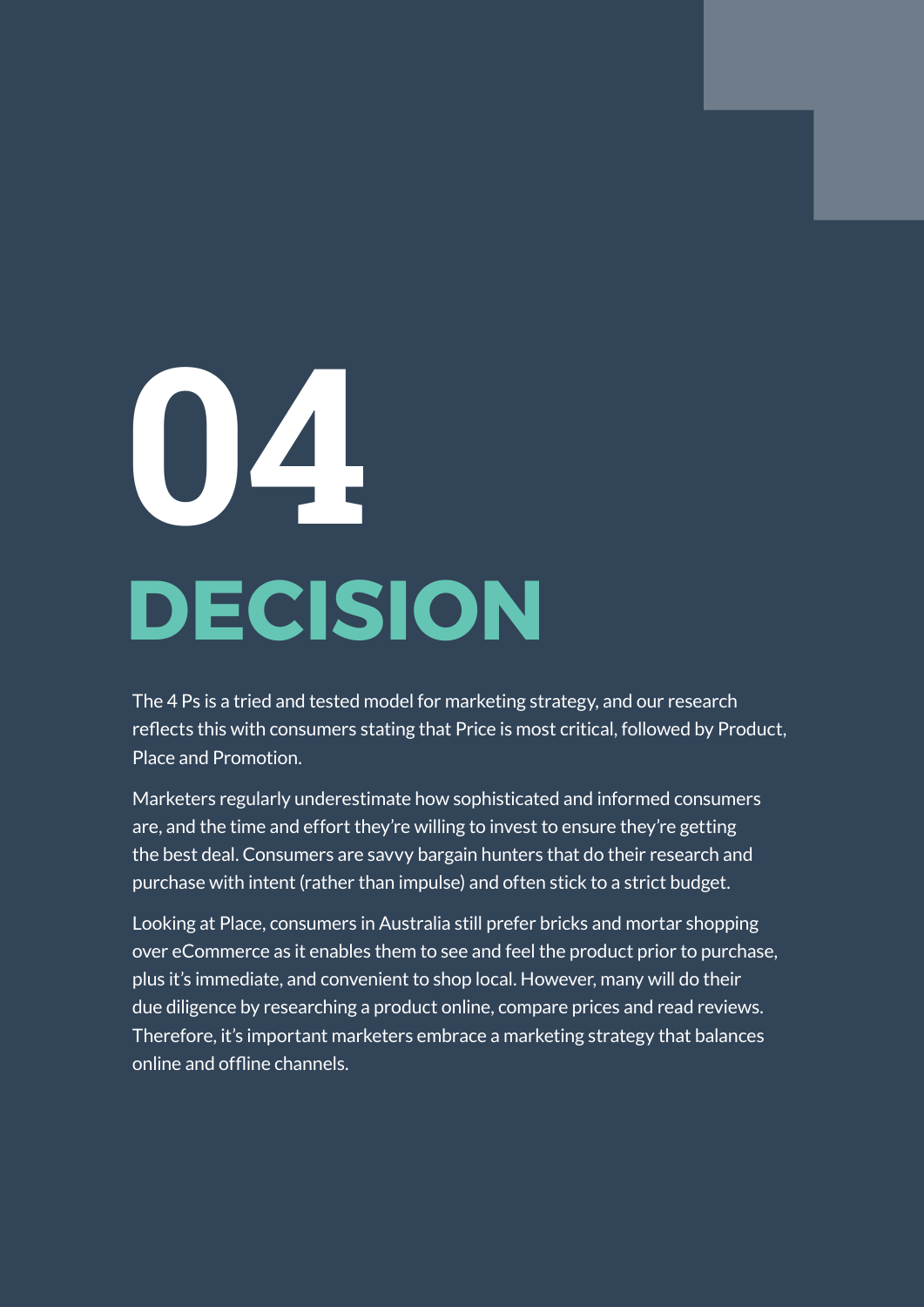# 04 DECISION

The 4 Ps is a tried and tested model for marketing strategy, and our research reflects this with consumers stating that Price is most critical, followed by Product, Place and Promotion.

Marketers regularly underestimate how sophisticated and informed consumers are, and the time and effort they're willing to invest to ensure they're getting the best deal. Consumers are savvy bargain hunters that do their research and purchase with intent (rather than impulse) and often stick to a strict budget.

Looking at Place, consumers in Australia still prefer bricks and mortar shopping over eCommerce as it enables them to see and feel the product prior to purchase, plus it's immediate, and convenient to shop local. However, many will do their due diligence by researching a product online, compare prices and read reviews. Therefore, it's important marketers embrace a marketing strategy that balances online and offline channels.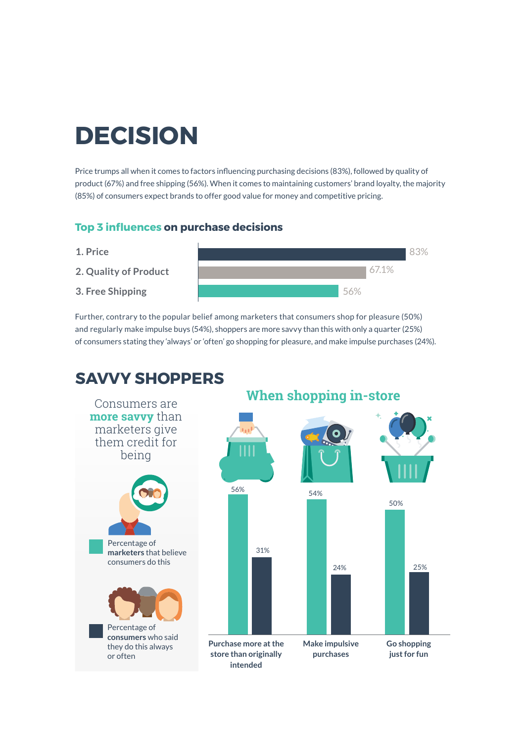# DECISION

Price trumps all when it comes to factors influencing purchasing decisions (83%), followed by quality of product (67%) and free shipping (56%). When it comes to maintaining customers' brand loyalty, the majority (85%) of consumers expect brands to offer good value for money and competitive pricing.

### Top 3 influences on purchase decisions

| Influence | Percentage |
|---|---|
| 1. Price | 83% |
| 2. Quality of Product | 67.1% |
| 3. Free Shipping | 56% |

Further, contrary to the popular belief among marketers that consumers shop for pleasure (50%) and regularly make impulse buys (54%), shoppers are more savvy than this with only a quarter (25%) of consumers stating they 'always' or 'often' go shopping for pleasure, and make impulse purchases (24%).

## SAVVY SHOPPERS

Consumers are **more savvy** than marketers give them credit for being

### When shopping in-store

| | Percentage of **marketers** that believe consumers do this | Percentage of **consumers** who said they do this always or often |
|---|---|---|
| Purchase more at the store than originally intended | 56% | 31% |
| Make impulsive purchases | 54% | 24% |
| Go shopping just for fun | 50% | 25% |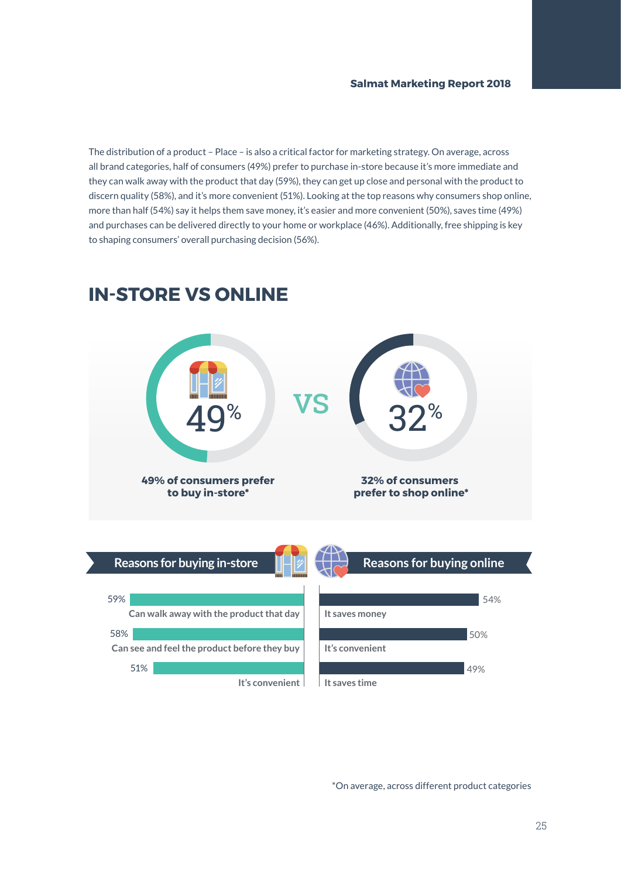The distribution of a product – Place – is also a critical factor for marketing strategy. On average, across all brand categories, half of consumers (49%) prefer to purchase in-store because it's more immediate and they can walk away with the product that day (59%), they can get up close and personal with the product to discern quality (58%), and it's more convenient (51%). Looking at the top reasons why consumers shop online, more than half (54%) say it helps them save money, it's easier and more convenient (50%), saves time (49%) and purchases can be delivered directly to your home or workplace (46%). Additionally, free shipping is key to shaping consumers' overall purchasing decision (56%).

## IN-STORE VS ONLINE

49%

**49% of consumers prefer to buy in-store***

VS

32%

**32% of consumers prefer to shop online***

**Reasons for buying in-store**

| % | Reason |
|---|---|
| 59% | Can walk away with the product that day |
| 58% | Can see and feel the product before they buy |
| 51% | It's convenient |

**Reasons for buying online**

| % | Reason |
|---|---|
| 54% | It saves money |
| 50% | It's convenient |
| 49% | It saves time |

*On average, across different product categories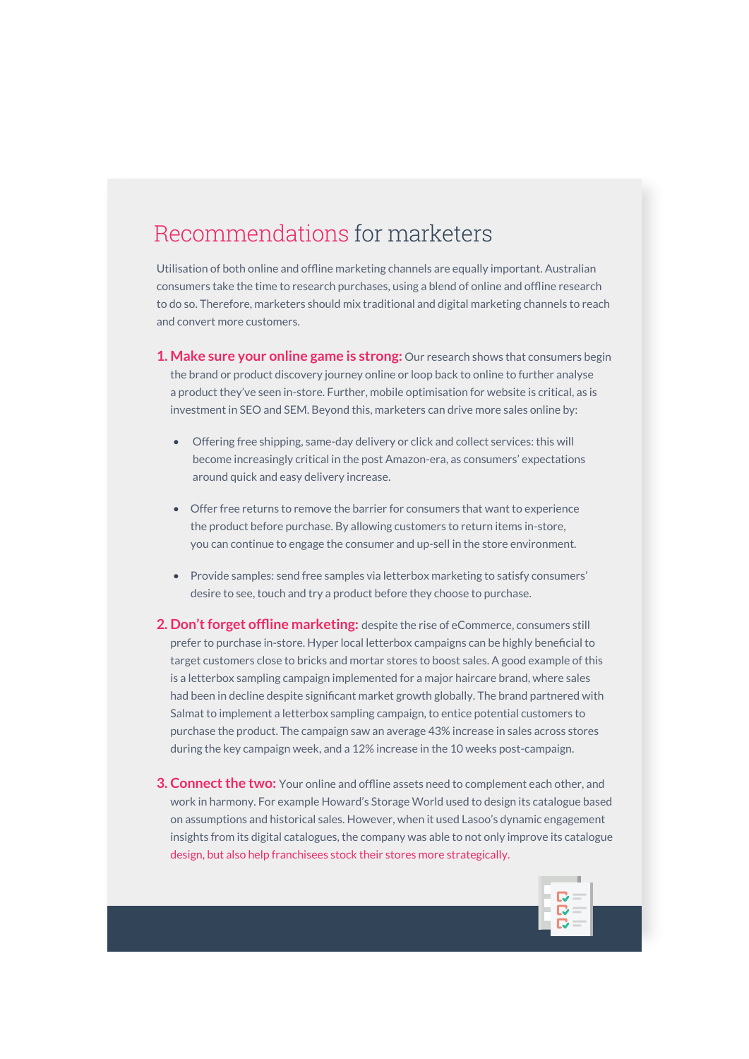# Recommendations for marketers

Utilisation of both online and offline marketing channels are equally important. Australian consumers take the time to research purchases, using a blend of online and offline research to do so. Therefore, marketers should mix traditional and digital marketing channels to reach and convert more customers.

1. **Make sure your online game is strong:** Our research shows that consumers begin the brand or product discovery journey online or loop back to online to further analyse a product they've seen in-store. Further, mobile optimisation for website is critical, as is investment in SEO and SEM. Beyond this, marketers can drive more sales online by:

   - Offering free shipping, same-day delivery or click and collect services: this will become increasingly critical in the post Amazon-era, as consumers' expectations around quick and easy delivery increase.
   - Offer free returns to remove the barrier for consumers that want to experience the product before purchase. By allowing customers to return items in-store, you can continue to engage the consumer and up-sell in the store environment.
   - Provide samples: send free samples via letterbox marketing to satisfy consumers' desire to see, touch and try a product before they choose to purchase.

2. **Don't forget offline marketing:** despite the rise of eCommerce, consumers still prefer to purchase in-store. Hyper local letterbox campaigns can be highly beneficial to target customers close to bricks and mortar stores to boost sales. A good example of this is a letterbox sampling campaign implemented for a major haircare brand, where sales had been in decline despite significant market growth globally. The brand partnered with Salmat to implement a letterbox sampling campaign, to entice potential customers to purchase the product. The campaign saw an average 43% increase in sales across stores during the key campaign week, and a 12% increase in the 10 weeks post-campaign.

3. **Connect the two:** Your online and offline assets need to complement each other, and work in harmony. For example Howard's Storage World used to design its catalogue based on assumptions and historical sales. However, when it used Lasoo's dynamic engagement insights from its digital catalogues, the company was able to not only improve its catalogue design, but also help franchisees stock their stores more strategically.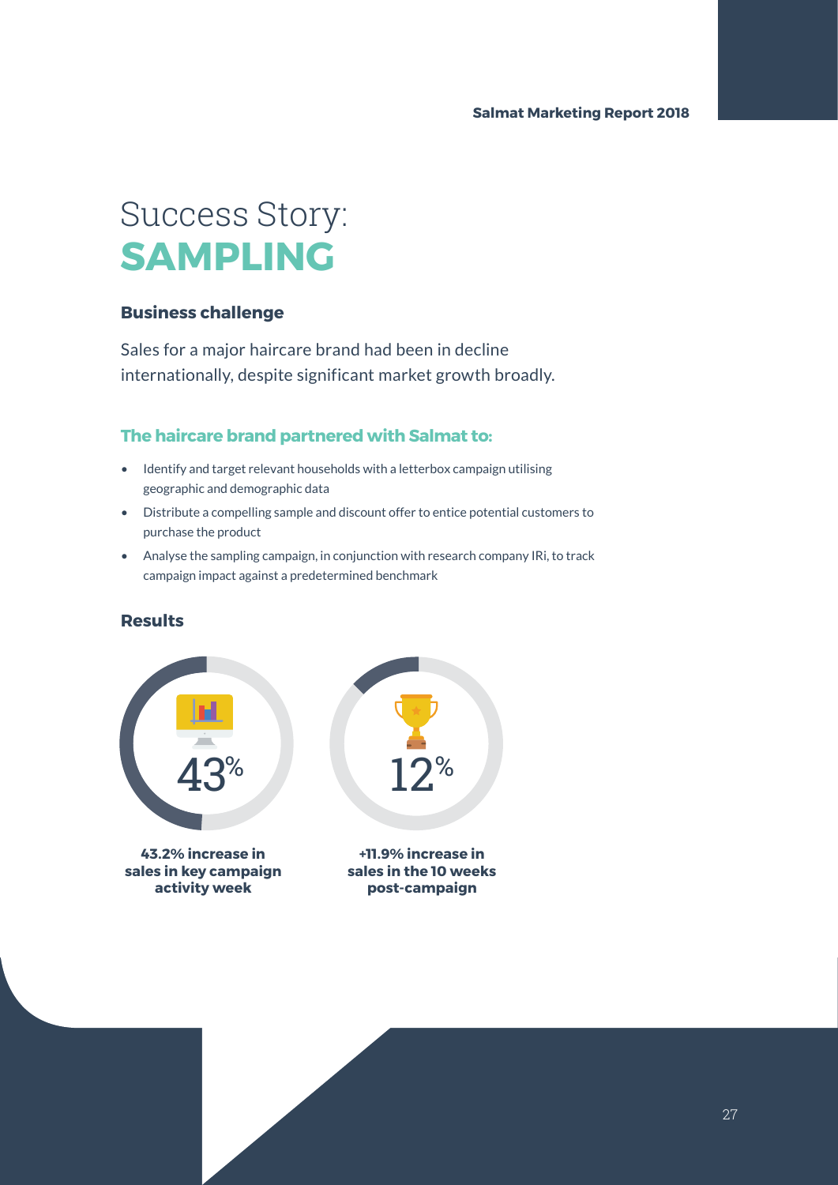# Success Story: **SAMPLING**

### Business challenge

Sales for a major haircare brand had been in decline internationally, despite significant market growth broadly.

### The haircare brand partnered with Salmat to:

- Identify and target relevant households with a letterbox campaign utilising geographic and demographic data
- Distribute a compelling sample and discount offer to entice potential customers to purchase the product
- Analyse the sampling campaign, in conjunction with research company IRi, to track campaign impact against a predetermined benchmark

### Results

43%

**43.2% increase in sales in key campaign activity week**

12%

**+11.9% increase in sales in the 10 weeks post-campaign**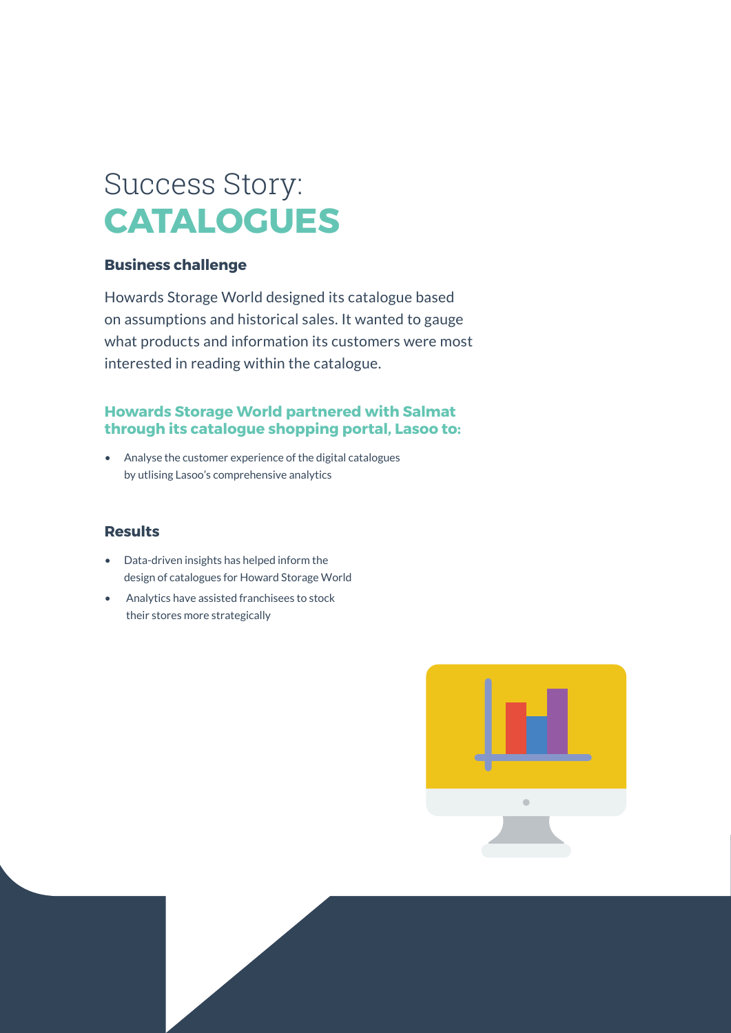# Success Story: **CATALOGUES**

### Business challenge

Howards Storage World designed its catalogue based on assumptions and historical sales. It wanted to gauge what products and information its customers were most interested in reading within the catalogue.

### Howards Storage World partnered with Salmat through its catalogue shopping portal, Lasoo to:

- Analyse the customer experience of the digital catalogues by utlising Lasoo's comprehensive analytics

### Results

- Data-driven insights has helped inform the design of catalogues for Howard Storage World
- Analytics have assisted franchisees to stock their stores more strategically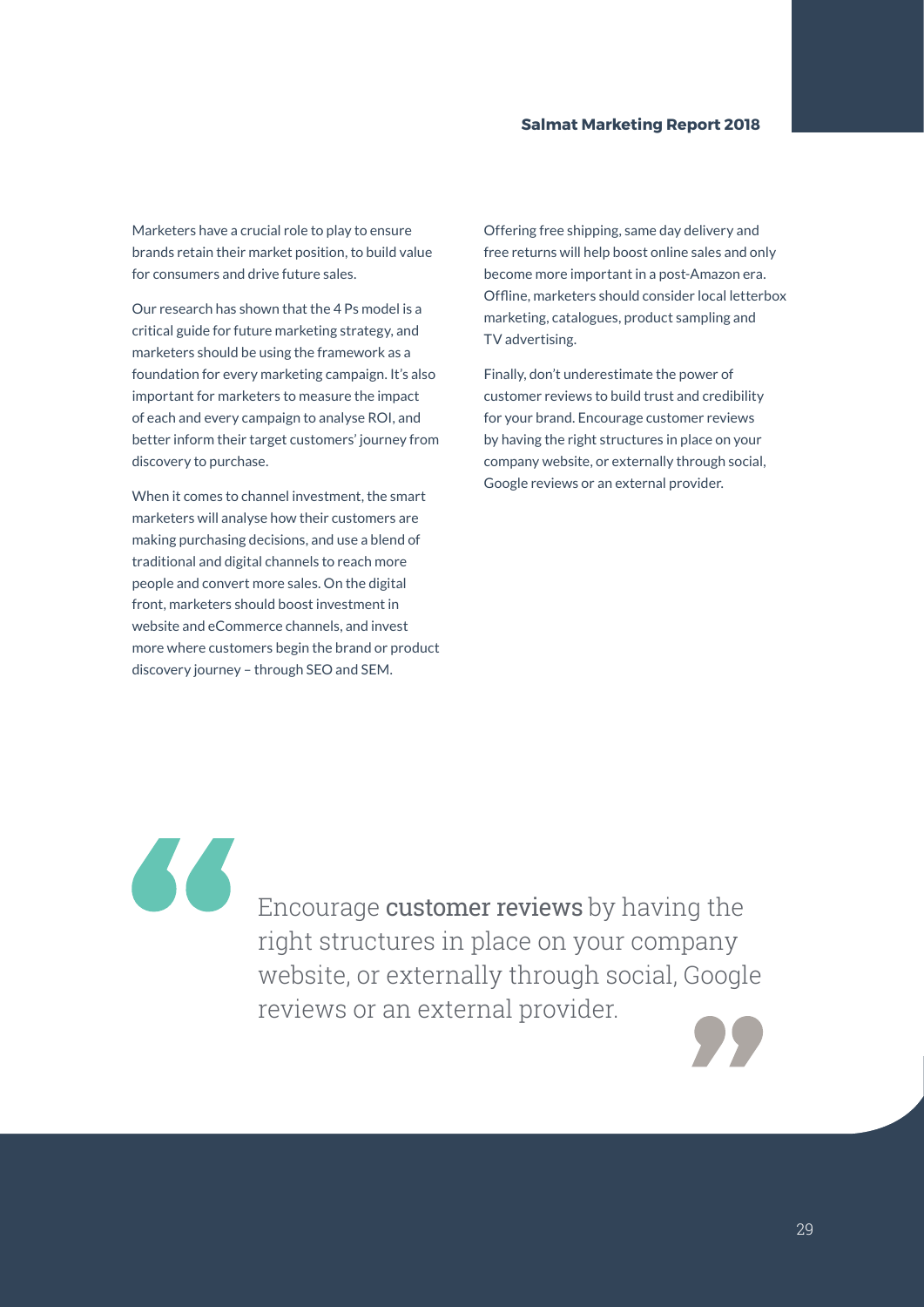Marketers have a crucial role to play to ensure brands retain their market position, to build value for consumers and drive future sales.

Our research has shown that the 4 Ps model is a critical guide for future marketing strategy, and marketers should be using the framework as a foundation for every marketing campaign. It's also important for marketers to measure the impact of each and every campaign to analyse ROI, and better inform their target customers' journey from discovery to purchase.

When it comes to channel investment, the smart marketers will analyse how their customers are making purchasing decisions, and use a blend of traditional and digital channels to reach more people and convert more sales. On the digital front, marketers should boost investment in website and eCommerce channels, and invest more where customers begin the brand or product discovery journey – through SEO and SEM.

Offering free shipping, same day delivery and free returns will help boost online sales and only become more important in a post-Amazon era. Offline, marketers should consider local letterbox marketing, catalogues, product sampling and TV advertising.

Finally, don't underestimate the power of customer reviews to build trust and credibility for your brand. Encourage customer reviews by having the right structures in place on your company website, or externally through social, Google reviews or an external provider.

> Encourage **customer reviews** by having the right structures in place on your company website, or externally through social, Google reviews or an external provider.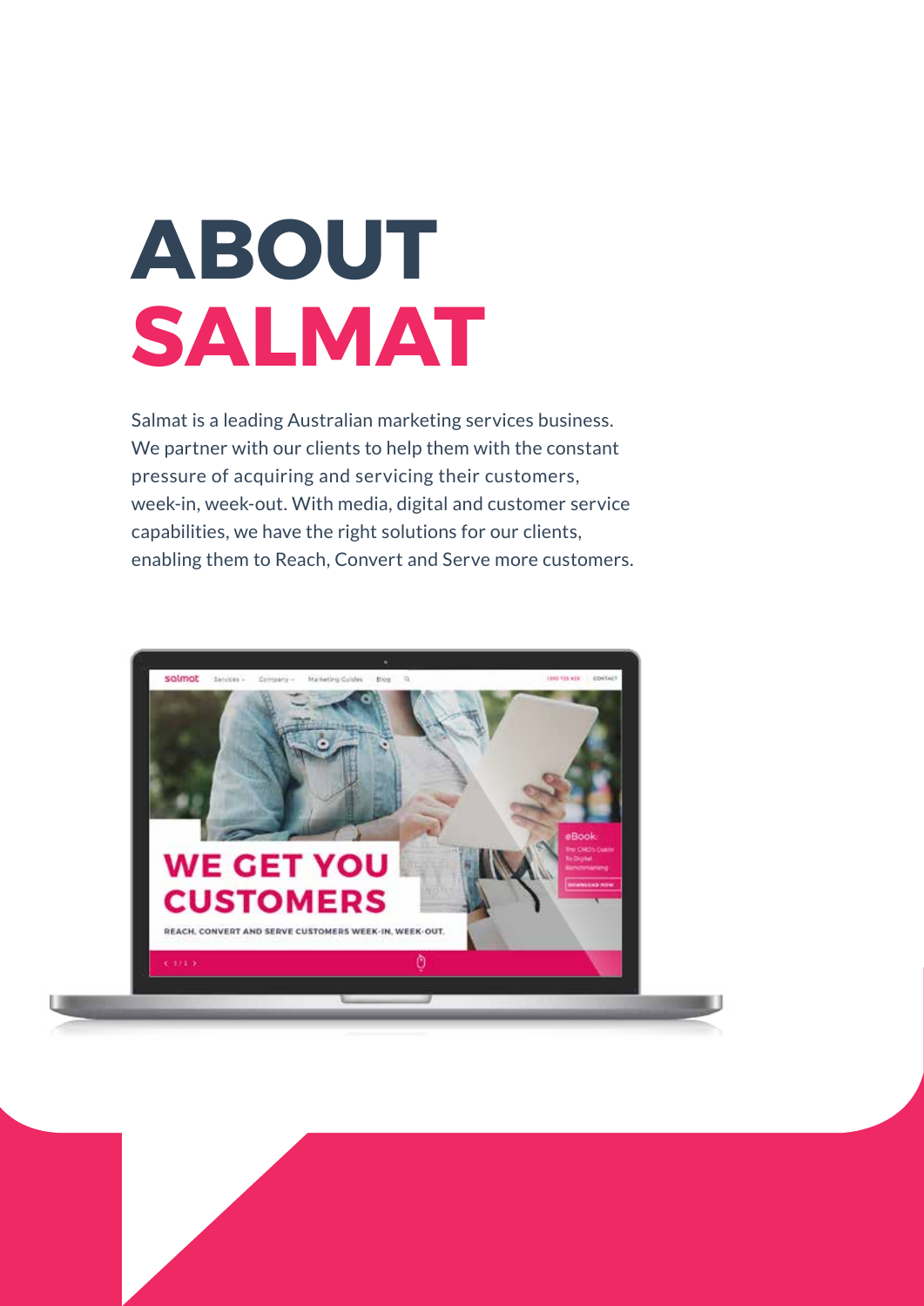# ABOUT SALMAT

Salmat is a leading Australian marketing services business. We partner with our clients to help them with the constant pressure of acquiring and servicing their customers, week-in, week-out. With media, digital and customer service capabilities, we have the right solutions for our clients, enabling them to Reach, Convert and Serve more customers.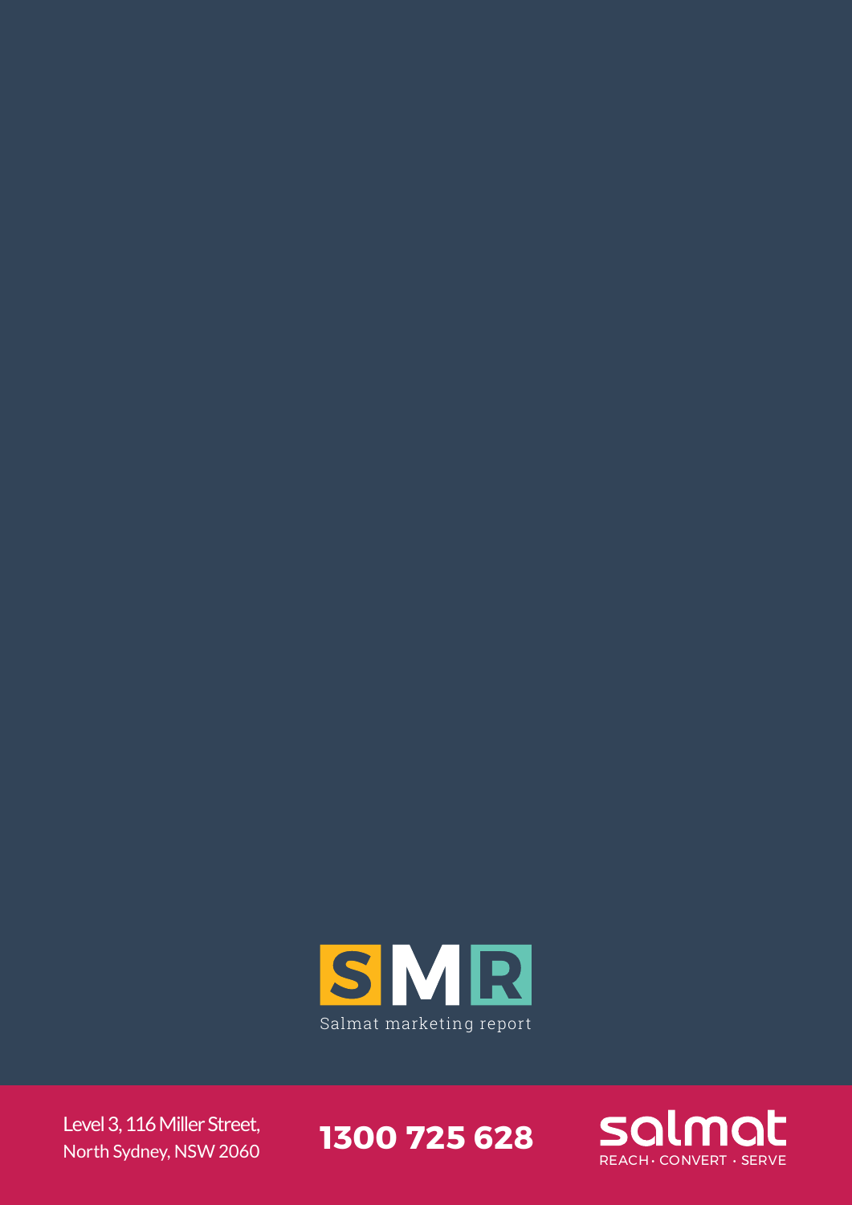SMR

Salmat marketing report

Level 3, 116 Miller Street,
North Sydney, NSW 2060

**1300 725 628**

salmat
REACH · CONVERT · SERVE